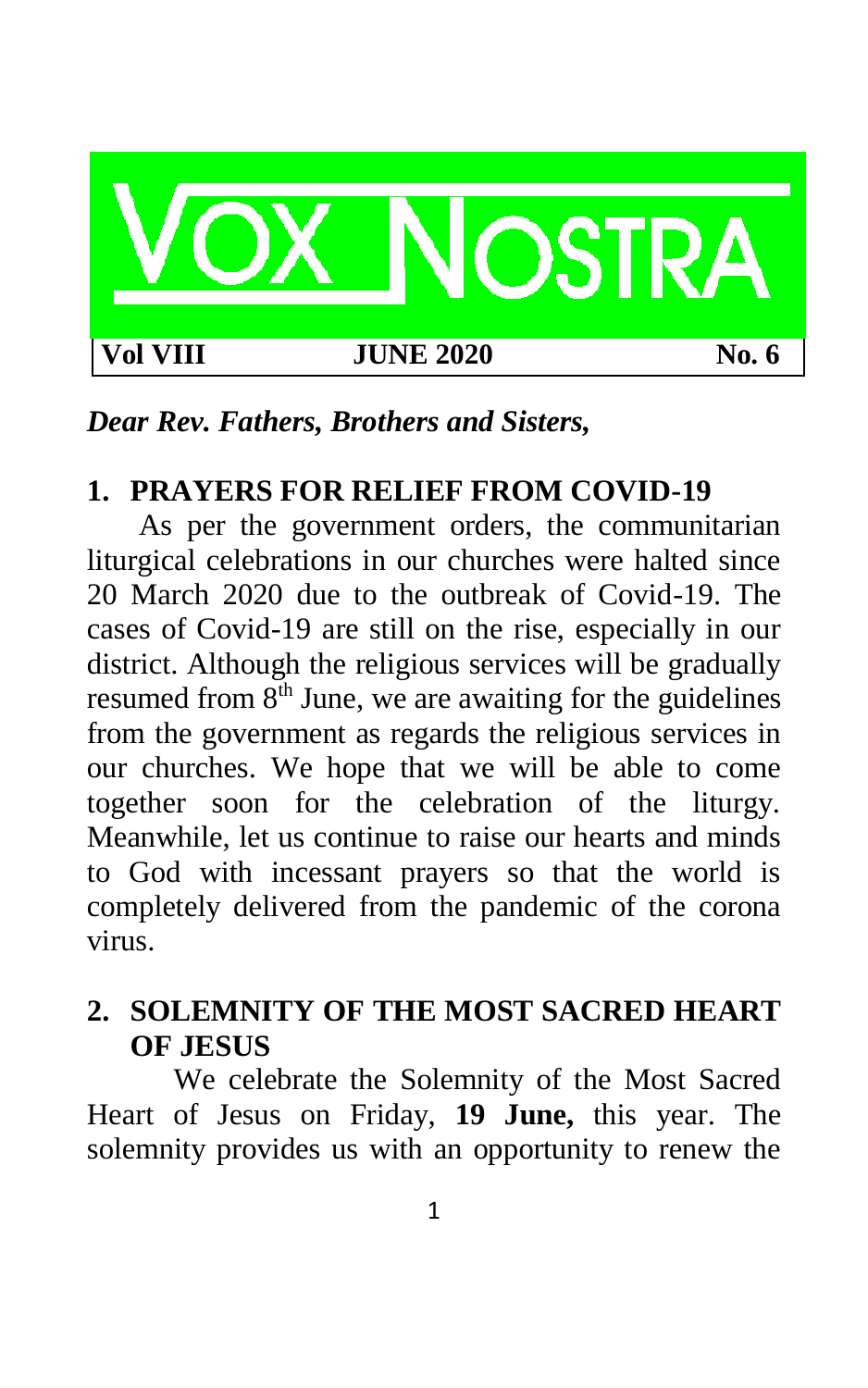# VOX NOSTRA

**Vol VIII** | **JUNE 2020** | **No. 6**

***Dear Rev. Fathers, Brothers and Sisters,***

## 1. PRAYERS FOR RELIEF FROM COVID-19

As per the government orders, the communitarian liturgical celebrations in our churches were halted since 20 March 2020 due to the outbreak of Covid-19. The cases of Covid-19 are still on the rise, especially in our district. Although the religious services will be gradually resumed from 8th June, we are awaiting for the guidelines from the government as regards the religious services in our churches. We hope that we will be able to come together soon for the celebration of the liturgy. Meanwhile, let us continue to raise our hearts and minds to God with incessant prayers so that the world is completely delivered from the pandemic of the corona virus.

## 2. SOLEMNITY OF THE MOST SACRED HEART OF JESUS

We celebrate the Solemnity of the Most Sacred Heart of Jesus on Friday, **19 June,** this year. The solemnity provides us with an opportunity to renew the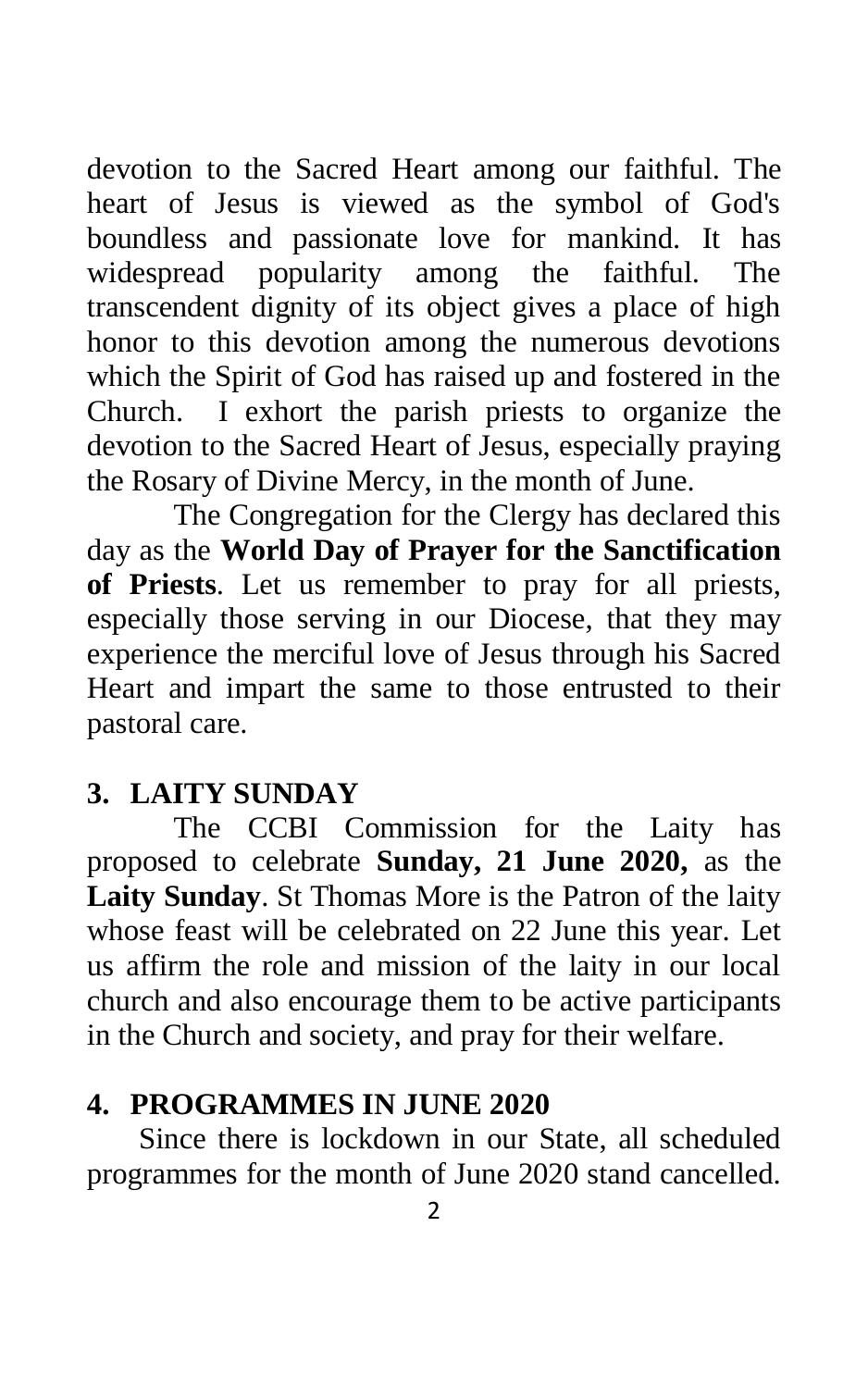devotion to the Sacred Heart among our faithful. The heart of Jesus is viewed as the symbol of God's boundless and passionate love for mankind. It has widespread popularity among the faithful. The transcendent dignity of its object gives a place of high honor to this devotion among the numerous devotions which the Spirit of God has raised up and fostered in the Church. I exhort the parish priests to organize the devotion to the Sacred Heart of Jesus, especially praying the Rosary of Divine Mercy, in the month of June.

The Congregation for the Clergy has declared this day as the **World Day of Prayer for the Sanctification of Priests**. Let us remember to pray for all priests, especially those serving in our Diocese, that they may experience the merciful love of Jesus through his Sacred Heart and impart the same to those entrusted to their pastoral care.

## 3. LAITY SUNDAY

The CCBI Commission for the Laity has proposed to celebrate **Sunday, 21 June 2020,** as the **Laity Sunday**. St Thomas More is the Patron of the laity whose feast will be celebrated on 22 June this year. Let us affirm the role and mission of the laity in our local church and also encourage them to be active participants in the Church and society, and pray for their welfare.

## 4. PROGRAMMES IN JUNE 2020

Since there is lockdown in our State, all scheduled programmes for the month of June 2020 stand cancelled.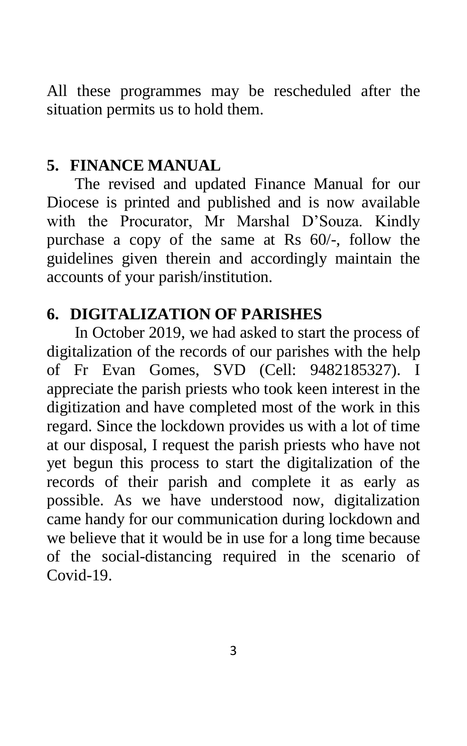All these programmes may be rescheduled after the situation permits us to hold them.

## 5. FINANCE MANUAL

The revised and updated Finance Manual for our Diocese is printed and published and is now available with the Procurator, Mr Marshal D'Souza. Kindly purchase a copy of the same at Rs 60/-, follow the guidelines given therein and accordingly maintain the accounts of your parish/institution.

## 6. DIGITALIZATION OF PARISHES

In October 2019, we had asked to start the process of digitalization of the records of our parishes with the help of Fr Evan Gomes, SVD (Cell: 9482185327). I appreciate the parish priests who took keen interest in the digitization and have completed most of the work in this regard. Since the lockdown provides us with a lot of time at our disposal, I request the parish priests who have not yet begun this process to start the digitalization of the records of their parish and complete it as early as possible. As we have understood now, digitalization came handy for our communication during lockdown and we believe that it would be in use for a long time because of the social-distancing required in the scenario of Covid-19.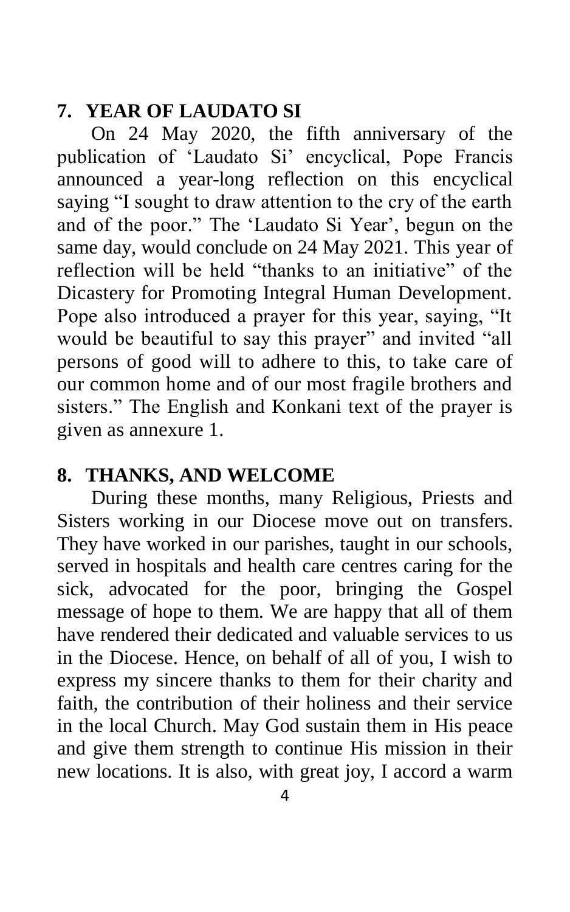## 7. YEAR OF LAUDATO SI

On 24 May 2020, the fifth anniversary of the publication of 'Laudato Si' encyclical, Pope Francis announced a year-long reflection on this encyclical saying "I sought to draw attention to the cry of the earth and of the poor." The 'Laudato Si Year', begun on the same day, would conclude on 24 May 2021. This year of reflection will be held "thanks to an initiative" of the Dicastery for Promoting Integral Human Development. Pope also introduced a prayer for this year, saying, "It would be beautiful to say this prayer" and invited "all persons of good will to adhere to this, to take care of our common home and of our most fragile brothers and sisters." The English and Konkani text of the prayer is given as annexure 1.

## 8. THANKS, AND WELCOME

During these months, many Religious, Priests and Sisters working in our Diocese move out on transfers. They have worked in our parishes, taught in our schools, served in hospitals and health care centres caring for the sick, advocated for the poor, bringing the Gospel message of hope to them. We are happy that all of them have rendered their dedicated and valuable services to us in the Diocese. Hence, on behalf of all of you, I wish to express my sincere thanks to them for their charity and faith, the contribution of their holiness and their service in the local Church. May God sustain them in His peace and give them strength to continue His mission in their new locations. It is also, with great joy, I accord a warm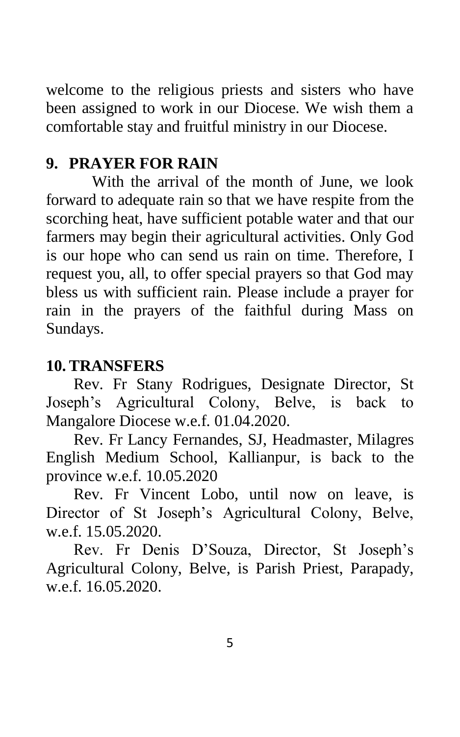welcome to the religious priests and sisters who have been assigned to work in our Diocese. We wish them a comfortable stay and fruitful ministry in our Diocese.

## 9. PRAYER FOR RAIN

With the arrival of the month of June, we look forward to adequate rain so that we have respite from the scorching heat, have sufficient potable water and that our farmers may begin their agricultural activities. Only God is our hope who can send us rain on time. Therefore, I request you, all, to offer special prayers so that God may bless us with sufficient rain. Please include a prayer for rain in the prayers of the faithful during Mass on Sundays.

## 10. TRANSFERS

Rev. Fr Stany Rodrigues, Designate Director, St Joseph's Agricultural Colony, Belve, is back to Mangalore Diocese w.e.f. 01.04.2020.

Rev. Fr Lancy Fernandes, SJ, Headmaster, Milagres English Medium School, Kallianpur, is back to the province w.e.f. 10.05.2020

Rev. Fr Vincent Lobo, until now on leave, is Director of St Joseph's Agricultural Colony, Belve, w.e.f. 15.05.2020.

Rev. Fr Denis D'Souza, Director, St Joseph's Agricultural Colony, Belve, is Parish Priest, Parapady, w.e.f. 16.05.2020.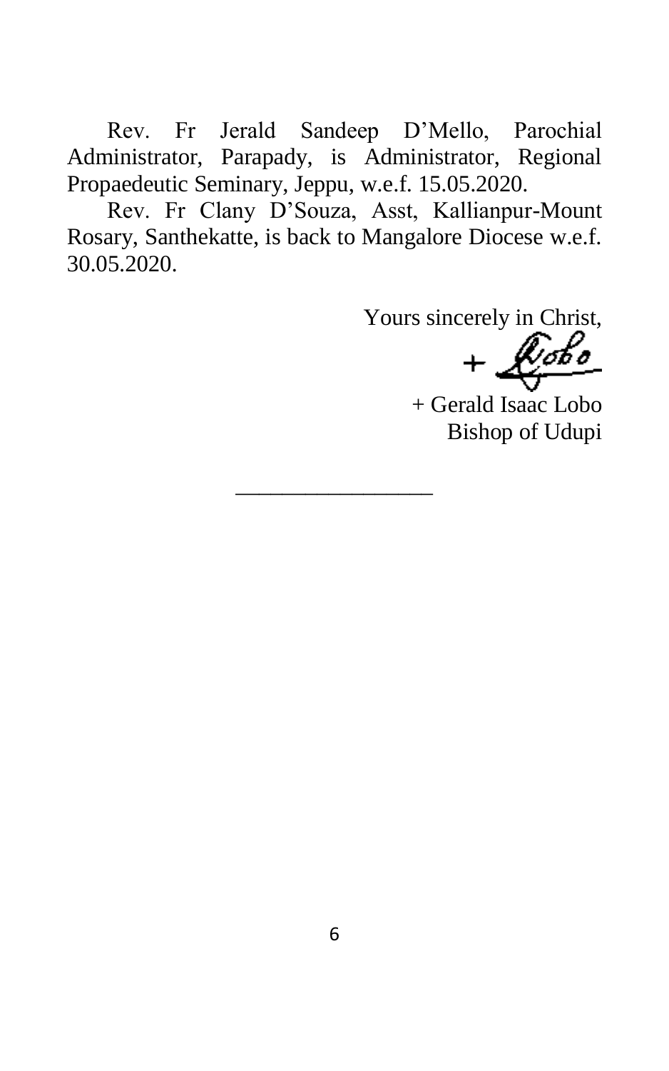Rev. Fr Jerald Sandeep D'Mello, Parochial Administrator, Parapady, is Administrator, Regional Propaedeutic Seminary, Jeppu, w.e.f. 15.05.2020.

Rev. Fr Clany D'Souza, Asst, Kallianpur-Mount Rosary, Santhekatte, is back to Mangalore Diocese w.e.f. 30.05.2020.

Yours sincerely in Christ,

+ Lobo

+ Gerald Isaac Lobo
Bishop of Udupi

---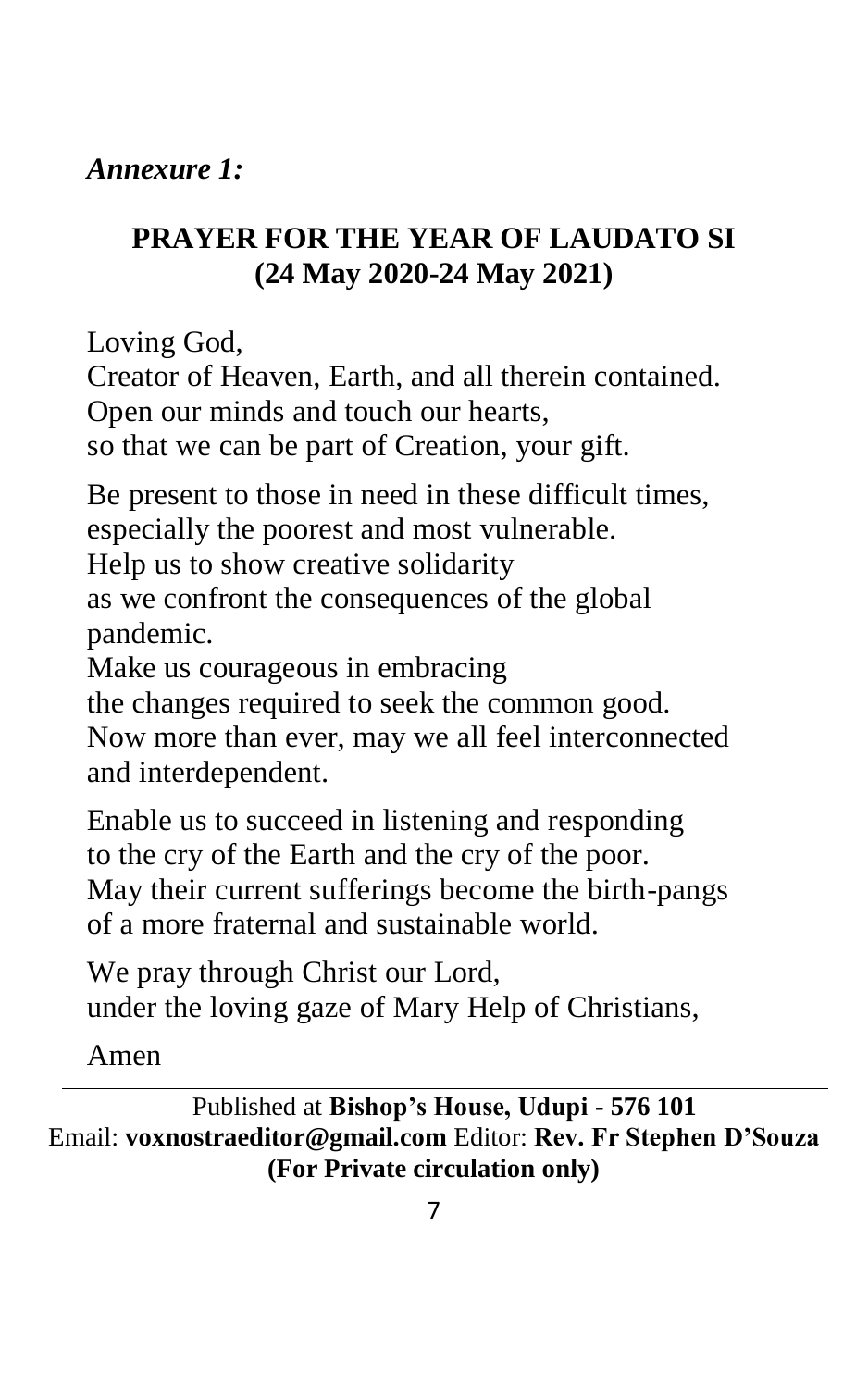*Annexure 1:*

## PRAYER FOR THE YEAR OF LAUDATO SI (24 May 2020-24 May 2021)

Loving God,
Creator of Heaven, Earth, and all therein contained.
Open our minds and touch our hearts,
so that we can be part of Creation, your gift.

Be present to those in need in these difficult times,
especially the poorest and most vulnerable.
Help us to show creative solidarity
as we confront the consequences of the global pandemic.
Make us courageous in embracing
the changes required to seek the common good.
Now more than ever, may we all feel interconnected and interdependent.

Enable us to succeed in listening and responding
to the cry of the Earth and the cry of the poor.
May their current sufferings become the birth-pangs
of a more fraternal and sustainable world.

We pray through Christ our Lord,
under the loving gaze of Mary Help of Christians,

Amen

---

Published at **Bishop's House, Udupi - 576 101**
Email: **voxnostraeditor@gmail.com** Editor: **Rev. Fr Stephen D'Souza**
**(For Private circulation only)**